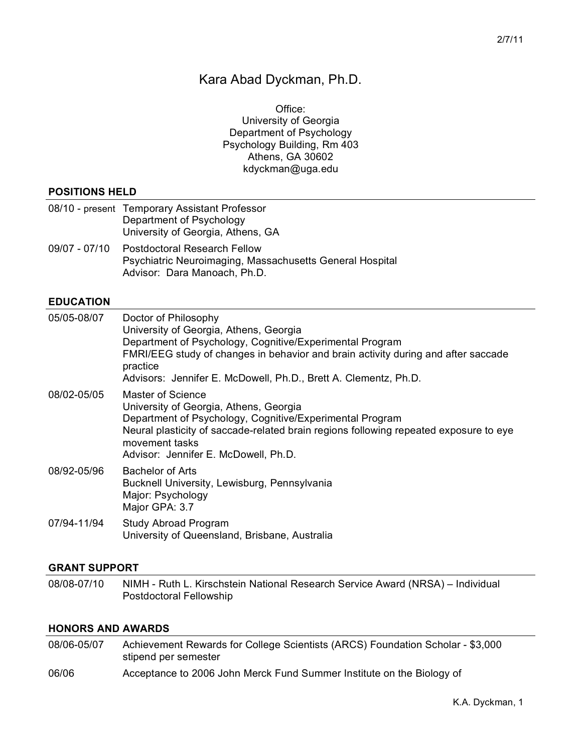2/7/11

# Kara Abad Dyckman, Ph.D.

Office:
University of Georgia
Department of Psychology
Psychology Building, Rm 403
Athens, GA 30602
kdyckman@uga.edu

## POSITIONS HELD

08/10 - present Temporary Assistant Professor
Department of Psychology
University of Georgia, Athens, GA

09/07 - 07/10 Postdoctoral Research Fellow
Psychiatric Neuroimaging, Massachusetts General Hospital
Advisor: Dara Manoach, Ph.D.

## EDUCATION

05/05-08/07 Doctor of Philosophy
University of Georgia, Athens, Georgia
Department of Psychology, Cognitive/Experimental Program
FMRI/EEG study of changes in behavior and brain activity during and after saccade practice
Advisors: Jennifer E. McDowell, Ph.D., Brett A. Clementz, Ph.D.

08/02-05/05 Master of Science
University of Georgia, Athens, Georgia
Department of Psychology, Cognitive/Experimental Program
Neural plasticity of saccade-related brain regions following repeated exposure to eye movement tasks
Advisor: Jennifer E. McDowell, Ph.D.

08/92-05/96 Bachelor of Arts
Bucknell University, Lewisburg, Pennsylvania
Major: Psychology
Major GPA: 3.7

07/94-11/94 Study Abroad Program
University of Queensland, Brisbane, Australia

## GRANT SUPPORT

08/08-07/10 NIMH - Ruth L. Kirschstein National Research Service Award (NRSA) – Individual Postdoctoral Fellowship

## HONORS AND AWARDS

08/06-05/07 Achievement Rewards for College Scientists (ARCS) Foundation Scholar - $3,000 stipend per semester

06/06 Acceptance to 2006 John Merck Fund Summer Institute on the Biology of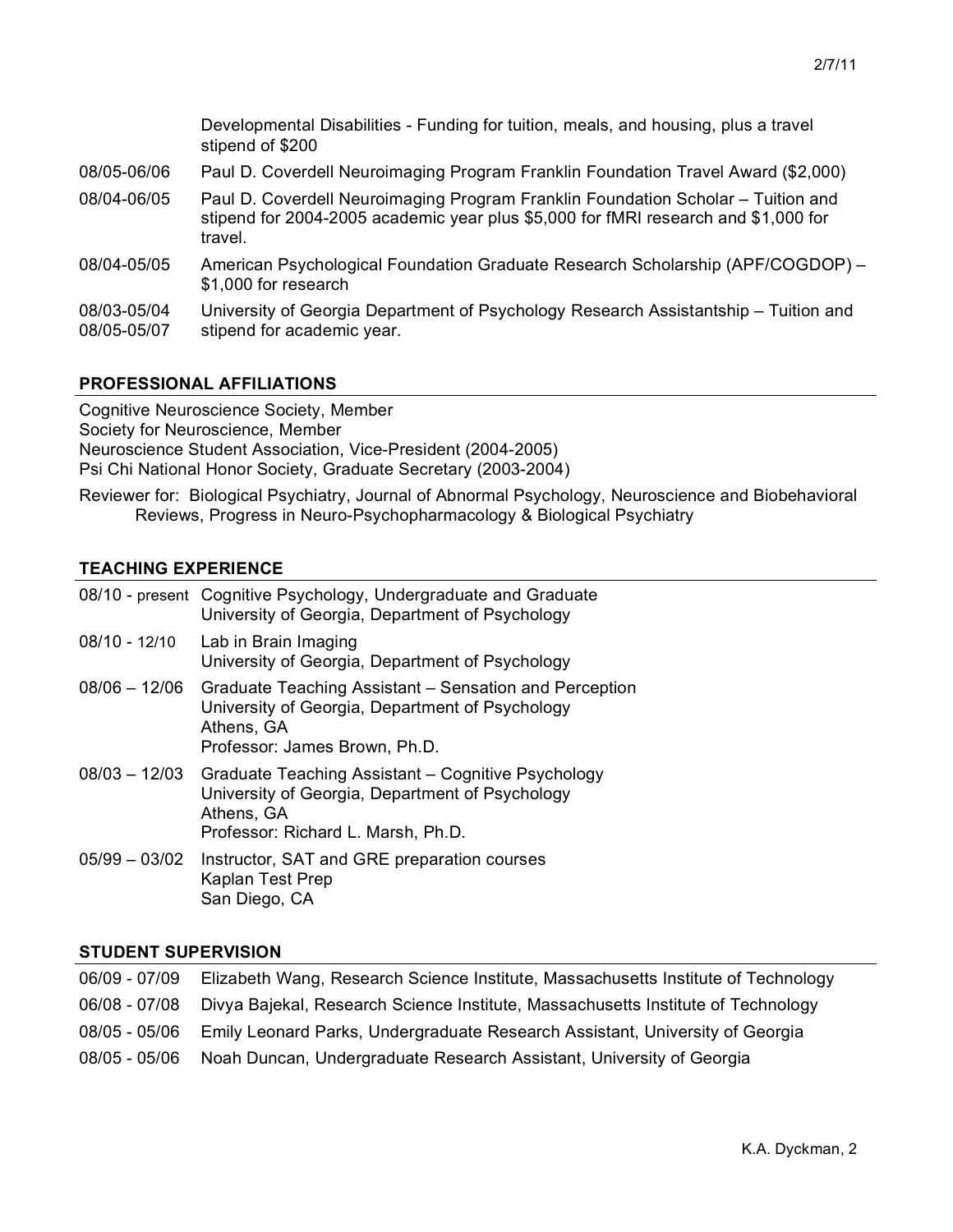Developmental Disabilities - Funding for tuition, meals, and housing, plus a travel stipend of $200

08/05-06/06 Paul D. Coverdell Neuroimaging Program Franklin Foundation Travel Award ($2,000)

08/04-06/05 Paul D. Coverdell Neuroimaging Program Franklin Foundation Scholar – Tuition and stipend for 2004-2005 academic year plus $5,000 for fMRI research and $1,000 for travel.

08/04-05/05 American Psychological Foundation Graduate Research Scholarship (APF/COGDOP) – $1,000 for research

08/03-05/04
08/05-05/07 University of Georgia Department of Psychology Research Assistantship – Tuition and stipend for academic year.

## PROFESSIONAL AFFILIATIONS

Cognitive Neuroscience Society, Member
Society for Neuroscience, Member
Neuroscience Student Association, Vice-President (2004-2005)
Psi Chi National Honor Society, Graduate Secretary (2003-2004)

Reviewer for: Biological Psychiatry, Journal of Abnormal Psychology, Neuroscience and Biobehavioral Reviews, Progress in Neuro-Psychopharmacology & Biological Psychiatry

## TEACHING EXPERIENCE

08/10 - present Cognitive Psychology, Undergraduate and Graduate
University of Georgia, Department of Psychology

08/10 - 12/10 Lab in Brain Imaging
University of Georgia, Department of Psychology

08/06 – 12/06 Graduate Teaching Assistant – Sensation and Perception
University of Georgia, Department of Psychology
Athens, GA
Professor: James Brown, Ph.D.

08/03 – 12/03 Graduate Teaching Assistant – Cognitive Psychology
University of Georgia, Department of Psychology
Athens, GA
Professor: Richard L. Marsh, Ph.D.

05/99 – 03/02 Instructor, SAT and GRE preparation courses
Kaplan Test Prep
San Diego, CA

## STUDENT SUPERVISION

06/09 - 07/09 Elizabeth Wang, Research Science Institute, Massachusetts Institute of Technology

06/08 - 07/08 Divya Bajekal, Research Science Institute, Massachusetts Institute of Technology

08/05 - 05/06 Emily Leonard Parks, Undergraduate Research Assistant, University of Georgia

08/05 - 05/06 Noah Duncan, Undergraduate Research Assistant, University of Georgia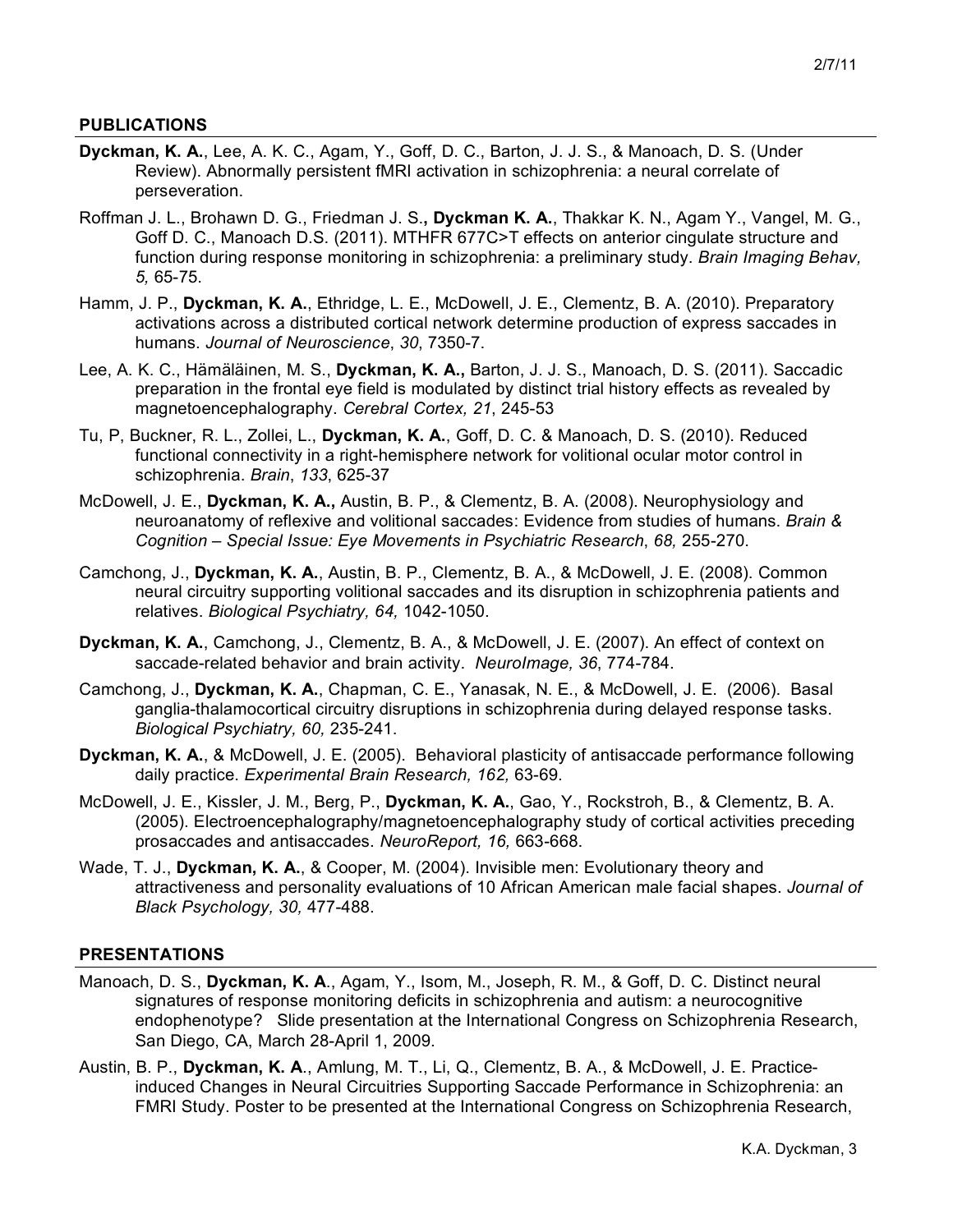## PUBLICATIONS

**Dyckman, K. A.**, Lee, A. K. C., Agam, Y., Goff, D. C., Barton, J. J. S., & Manoach, D. S. (Under Review). Abnormally persistent fMRI activation in schizophrenia: a neural correlate of perseveration.

Roffman J. L., Brohawn D. G., Friedman J. S.**, Dyckman K. A.**, Thakkar K. N., Agam Y., Vangel, M. G., Goff D. C., Manoach D.S. (2011). MTHFR 677C>T effects on anterior cingulate structure and function during response monitoring in schizophrenia: a preliminary study. *Brain Imaging Behav, 5,* 65-75.

Hamm, J. P., **Dyckman, K. A.**, Ethridge, L. E., McDowell, J. E., Clementz, B. A. (2010). Preparatory activations across a distributed cortical network determine production of express saccades in humans. *Journal of Neuroscience*, *30*, 7350-7.

Lee, A. K. C., Hämäläinen, M. S., **Dyckman, K. A.,** Barton, J. J. S., Manoach, D. S. (2011). Saccadic preparation in the frontal eye field is modulated by distinct trial history effects as revealed by magnetoencephalography. *Cerebral Cortex, 21*, 245-53

Tu, P, Buckner, R. L., Zollei, L., **Dyckman, K. A.**, Goff, D. C. & Manoach, D. S. (2010). Reduced functional connectivity in a right-hemisphere network for volitional ocular motor control in schizophrenia. *Brain*, *133*, 625-37

McDowell, J. E., **Dyckman, K. A.,** Austin, B. P., & Clementz, B. A. (2008). Neurophysiology and neuroanatomy of reflexive and volitional saccades: Evidence from studies of humans. *Brain & Cognition – Special Issue: Eye Movements in Psychiatric Research*, *68,* 255-270.

Camchong, J., **Dyckman, K. A.**, Austin, B. P., Clementz, B. A., & McDowell, J. E. (2008). Common neural circuitry supporting volitional saccades and its disruption in schizophrenia patients and relatives. *Biological Psychiatry, 64,* 1042-1050.

**Dyckman, K. A.**, Camchong, J., Clementz, B. A., & McDowell, J. E. (2007). An effect of context on saccade-related behavior and brain activity. *NeuroImage, 36*, 774-784.

Camchong, J., **Dyckman, K. A.**, Chapman, C. E., Yanasak, N. E., & McDowell, J. E. (2006). Basal ganglia-thalamocortical circuitry disruptions in schizophrenia during delayed response tasks. *Biological Psychiatry, 60,* 235-241.

**Dyckman, K. A.**, & McDowell, J. E. (2005). Behavioral plasticity of antisaccade performance following daily practice. *Experimental Brain Research, 162,* 63-69.

McDowell, J. E., Kissler, J. M., Berg, P., **Dyckman, K. A.**, Gao, Y., Rockstroh, B., & Clementz, B. A. (2005). Electroencephalography/magnetoencephalography study of cortical activities preceding prosaccades and antisaccades. *NeuroReport, 16,* 663-668.

Wade, T. J., **Dyckman, K. A.**, & Cooper, M. (2004). Invisible men: Evolutionary theory and attractiveness and personality evaluations of 10 African American male facial shapes. *Journal of Black Psychology, 30,* 477-488.

## PRESENTATIONS

Manoach, D. S., **Dyckman, K. A**., Agam, Y., Isom, M., Joseph, R. M., & Goff, D. C. Distinct neural signatures of response monitoring deficits in schizophrenia and autism: a neurocognitive endophenotype? Slide presentation at the International Congress on Schizophrenia Research, San Diego, CA, March 28-April 1, 2009.

Austin, B. P., **Dyckman, K. A**., Amlung, M. T., Li, Q., Clementz, B. A., & McDowell, J. E. Practice-induced Changes in Neural Circuitries Supporting Saccade Performance in Schizophrenia: an FMRI Study. Poster to be presented at the International Congress on Schizophrenia Research,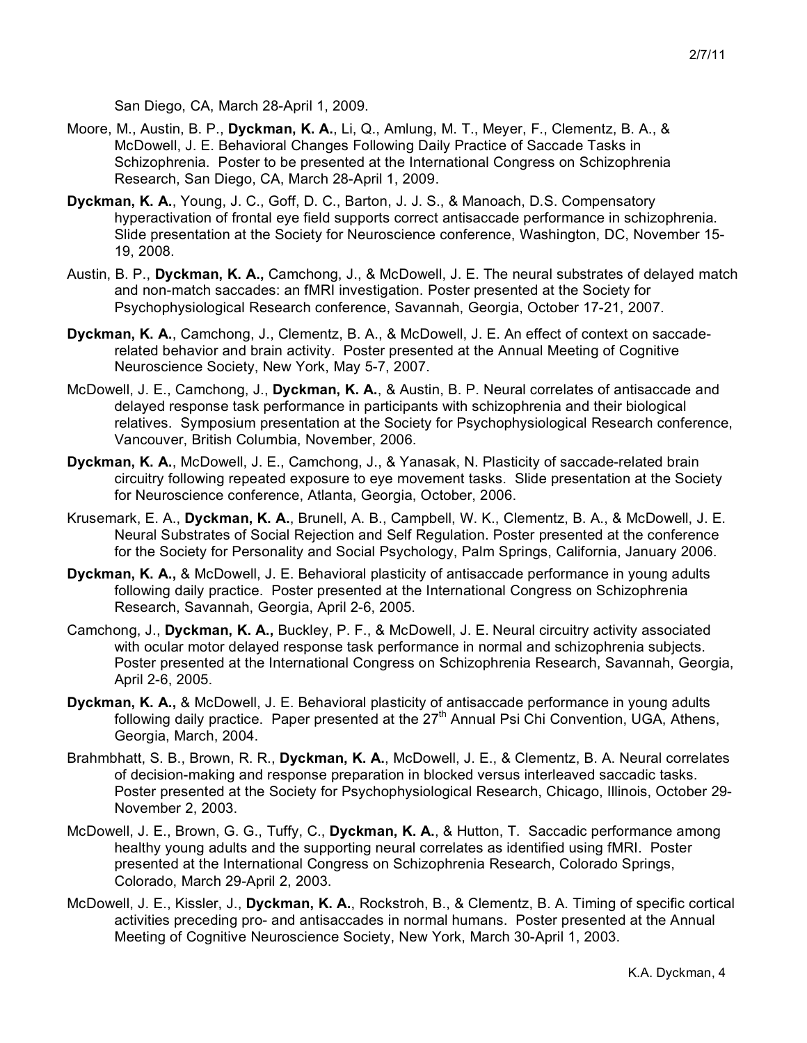San Diego, CA, March 28-April 1, 2009.

Moore, M., Austin, B. P., **Dyckman, K. A.**, Li, Q., Amlung, M. T., Meyer, F., Clementz, B. A., & McDowell, J. E. Behavioral Changes Following Daily Practice of Saccade Tasks in Schizophrenia. Poster to be presented at the International Congress on Schizophrenia Research, San Diego, CA, March 28-April 1, 2009.

**Dyckman, K. A.**, Young, J. C., Goff, D. C., Barton, J. J. S., & Manoach, D.S. Compensatory hyperactivation of frontal eye field supports correct antisaccade performance in schizophrenia. Slide presentation at the Society for Neuroscience conference, Washington, DC, November 15-19, 2008.

Austin, B. P., **Dyckman, K. A.,** Camchong, J., & McDowell, J. E. The neural substrates of delayed match and non-match saccades: an fMRI investigation. Poster presented at the Society for Psychophysiological Research conference, Savannah, Georgia, October 17-21, 2007.

**Dyckman, K. A.**, Camchong, J., Clementz, B. A., & McDowell, J. E. An effect of context on saccade-related behavior and brain activity. Poster presented at the Annual Meeting of Cognitive Neuroscience Society, New York, May 5-7, 2007.

McDowell, J. E., Camchong, J., **Dyckman, K. A.**, & Austin, B. P. Neural correlates of antisaccade and delayed response task performance in participants with schizophrenia and their biological relatives. Symposium presentation at the Society for Psychophysiological Research conference, Vancouver, British Columbia, November, 2006.

**Dyckman, K. A.**, McDowell, J. E., Camchong, J., & Yanasak, N. Plasticity of saccade-related brain circuitry following repeated exposure to eye movement tasks. Slide presentation at the Society for Neuroscience conference, Atlanta, Georgia, October, 2006.

Krusemark, E. A., **Dyckman, K. A.**, Brunell, A. B., Campbell, W. K., Clementz, B. A., & McDowell, J. E. Neural Substrates of Social Rejection and Self Regulation. Poster presented at the conference for the Society for Personality and Social Psychology, Palm Springs, California, January 2006.

**Dyckman, K. A.,** & McDowell, J. E. Behavioral plasticity of antisaccade performance in young adults following daily practice. Poster presented at the International Congress on Schizophrenia Research, Savannah, Georgia, April 2-6, 2005.

Camchong, J., **Dyckman, K. A.,** Buckley, P. F., & McDowell, J. E. Neural circuitry activity associated with ocular motor delayed response task performance in normal and schizophrenia subjects. Poster presented at the International Congress on Schizophrenia Research, Savannah, Georgia, April 2-6, 2005.

**Dyckman, K. A.,** & McDowell, J. E. Behavioral plasticity of antisaccade performance in young adults following daily practice. Paper presented at the 27th Annual Psi Chi Convention, UGA, Athens, Georgia, March, 2004.

Brahmbhatt, S. B., Brown, R. R., **Dyckman, K. A.**, McDowell, J. E., & Clementz, B. A. Neural correlates of decision-making and response preparation in blocked versus interleaved saccadic tasks. Poster presented at the Society for Psychophysiological Research, Chicago, Illinois, October 29-November 2, 2003.

McDowell, J. E., Brown, G. G., Tuffy, C., **Dyckman, K. A.**, & Hutton, T. Saccadic performance among healthy young adults and the supporting neural correlates as identified using fMRI. Poster presented at the International Congress on Schizophrenia Research, Colorado Springs, Colorado, March 29-April 2, 2003.

McDowell, J. E., Kissler, J., **Dyckman, K. A.**, Rockstroh, B., & Clementz, B. A. Timing of specific cortical activities preceding pro- and antisaccades in normal humans. Poster presented at the Annual Meeting of Cognitive Neuroscience Society, New York, March 30-April 1, 2003.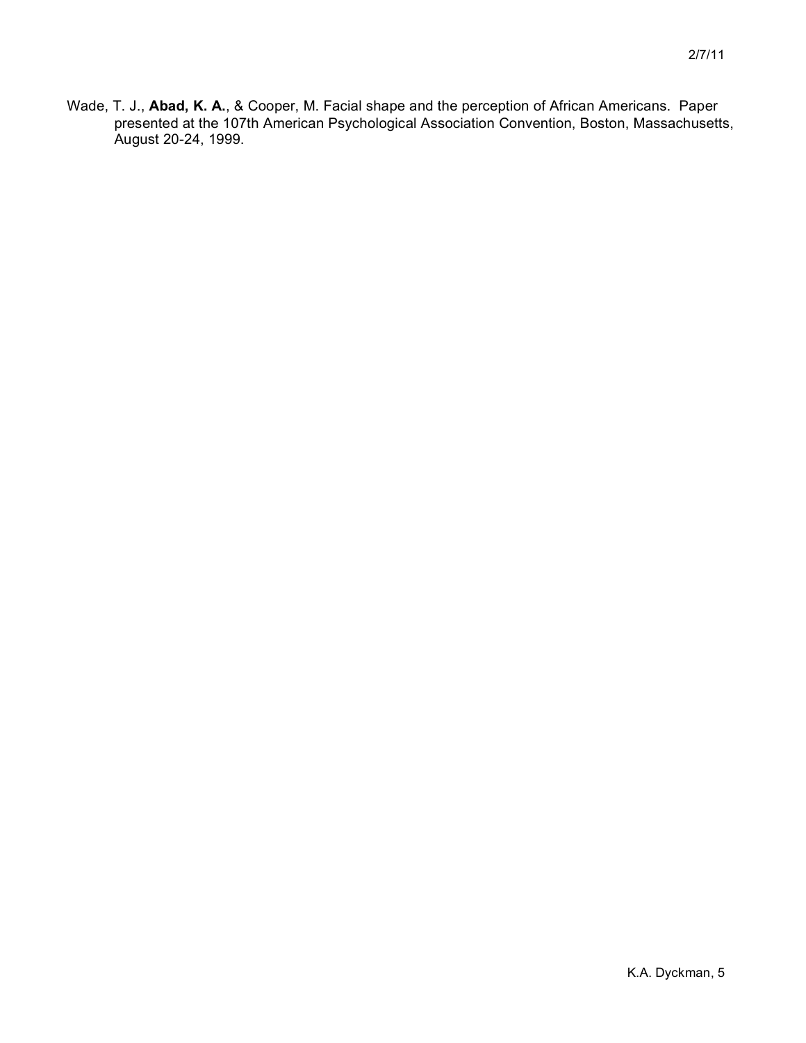Wade, T. J., **Abad, K. A.**, & Cooper, M. Facial shape and the perception of African Americans. Paper presented at the 107th American Psychological Association Convention, Boston, Massachusetts, August 20-24, 1999.